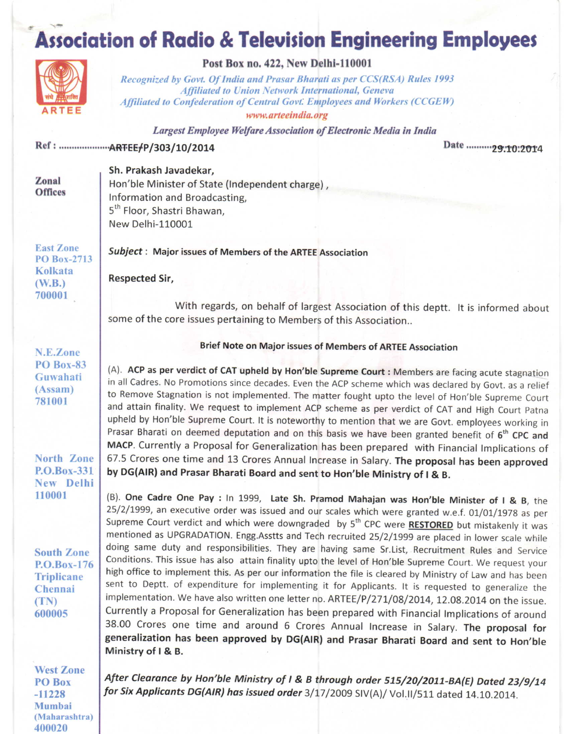# Association of Radio & Television Engineering Employees

**Post Box no. 422, New Delhi-110001**

*Recognized by Govt. Of India and Prasar Bharati as per CCS(RSA) Rules 1993*
*Affiliated to Union Network International, Geneva*
*Affiliated to Confederation of Central Govt. Employees and Workers (CCGEW)*
*www.arteeindia.org*

*Largest Employee Welfare Association of Electronic Media in India*

ARTEE

Ref : ARTEE/P/303/10/2014 Date 29.10.2014

**Zonal Offices**

**East Zone**
PO Box-2713
Kolkata
(W.B.)
700001

**N.E.Zone**
PO Box-83
Guwahati
(Assam)
781001

**North Zone**
P.O.Box-331
New Delhi
110001

**South Zone**
P.O.Box-176
Triplicane
Chennai
(TN)
600005

**West Zone**
PO Box
-11228
Mumbai
(Maharashtra)
400020

**Sh. Prakash Javadekar,**
Hon'ble Minister of State (Independent charge) ,
Information and Broadcasting,
5th Floor, Shastri Bhawan,
New Delhi-110001

***Subject*** : **Major issues of Members of the ARTEE Association**

**Respected Sir,**

With regards, on behalf of largest Association of this deptt. It is informed about some of the core issues pertaining to Members of this Association..

**Brief Note on Major issues of Members of ARTEE Association**

(A). **ACP as per verdict of CAT upheld by Hon'ble Supreme Court :** Members are facing acute stagnation in all Cadres. No Promotions since decades. Even the ACP scheme which was declared by Govt. as a relief to Remove Stagnation is not implemented. The matter fought upto the level of Hon'ble Supreme Court and attain finality. We request to implement ACP scheme as per verdict of CAT and High Court Patna upheld by Hon'ble Supreme Court. It is noteworthy to mention that we are Govt. employees working in Prasar Bharati on deemed deputation and on this basis we have been granted benefit of **6th CPC and MACP**. Currently a Proposal for Generalization has been prepared with Financial Implications of 67.5 Crores one time and 13 Crores Annual Increase in Salary. **The proposal has been approved by DG(AIR) and Prasar Bharati Board and sent to Hon'ble Ministry of I & B.**

(B). **One Cadre One Pay :** In 1999, **Late Sh. Pramod Mahajan was Hon'ble Minister of I & B**, the 25/2/1999, an executive order was issued and our scales which were granted w.e.f. 01/01/1978 as per Supreme Court verdict and which were downgraded by 5th CPC were **RESTORED** but mistakenly it was mentioned as UPGRADATION. Engg.Asstts and Tech recruited 25/2/1999 are placed in lower scale while doing same duty and responsibilities. They are having same Sr.List, Recruitment Rules and Service Conditions. This issue has also attain finality upto the level of Hon'ble Supreme Court. We request your high office to implement this. As per our information the file is cleared by Ministry of Law and has been sent to Deptt. of expenditure for implementing it for Applicants. It is requested to generalize the implementation. We have also written one letter no. ARTEE/P/271/08/2014, 12.08.2014 on the issue. Currently a Proposal for Generalization has been prepared with Financial Implications of around 38.00 Crores one time and around 6 Crores Annual Increase in Salary. **The proposal for generalization has been approved by DG(AIR) and Prasar Bharati Board and sent to Hon'ble Ministry of I & B.**

***After Clearance by Hon'ble Ministry of I & B through order 515/20/2011-BA(E) Dated 23/9/14 for Six Applicants DG(AIR) has issued order*** 3/17/2009 SIV(A)/ Vol.II/511 dated 14.10.2014.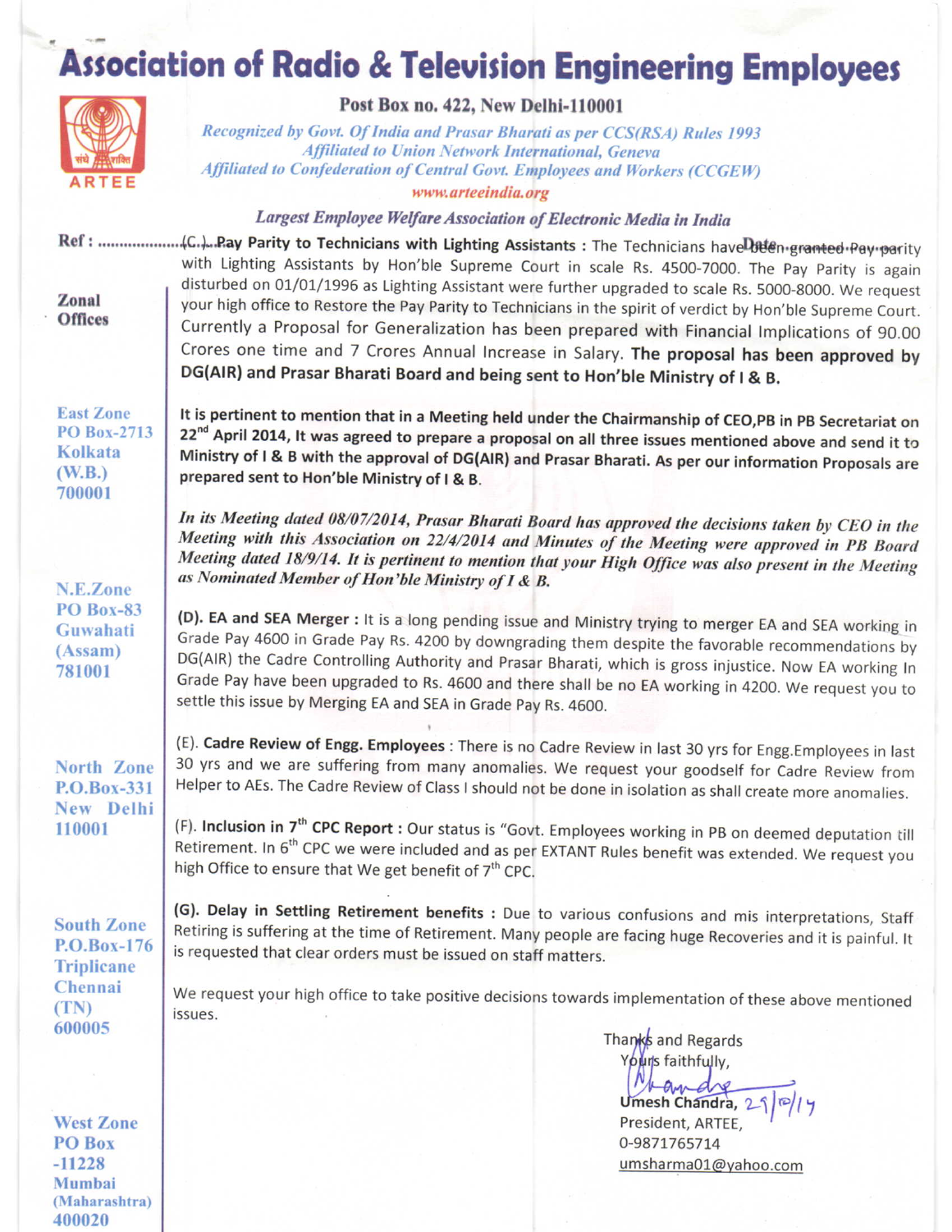# Association of Radio & Television Engineering Employees

**Post Box no. 422, New Delhi-110001**

*Recognized by Govt. Of India and Prasar Bharati as per CCS(RSA) Rules 1993*
*Affiliated to Union Network International, Geneva*
*Affiliated to Confederation of Central Govt. Employees and Workers (CCGEW)*
*www.arteeindia.org*

ARTEE

*Largest Employee Welfare Association of Electronic Media in India*

Ref : .................... Date

**Zonal Offices**

**East Zone**
PO Box-2713
Kolkata
(W.B.)
700001

**N.E.Zone**
PO Box-83
Guwahati
(Assam)
781001

**North Zone**
P.O.Box-331
New Delhi
110001

**South Zone**
P.O.Box-176
Triplicane
Chennai
(TN)
600005

**West Zone**
PO Box
-11228
Mumbai
(Maharashtra)
400020

(C.). **Pay Parity to Technicians with Lighting Assistants :** The Technicians have been granted Pay parity with Lighting Assistants by Hon'ble Supreme Court in scale Rs. 4500-7000. The Pay Parity is again disturbed on 01/01/1996 as Lighting Assistant were further upgraded to scale Rs. 5000-8000. We request your high office to Restore the Pay Parity to Technicians in the spirit of verdict by Hon'ble Supreme Court. Currently a Proposal for Generalization has been prepared with Financial Implications of 90.00 Crores one time and 7 Crores Annual Increase in Salary. **The proposal has been approved by DG(AIR) and Prasar Bharati Board and being sent to Hon'ble Ministry of I & B.**

**It is pertinent to mention that in a Meeting held under the Chairmanship of CEO,PB in PB Secretariat on 22nd April 2014, It was agreed to prepare a proposal on all three issues mentioned above and send it to Ministry of I & B with the approval of DG(AIR) and Prasar Bharati. As per our information Proposals are prepared sent to Hon'ble Ministry of I & B.**

*In its Meeting dated 08/07/2014, Prasar Bharati Board has approved the decisions taken by CEO in the Meeting with this Association on 22/4/2014 and Minutes of the Meeting were approved in PB Board Meeting dated 18/9/14. It is pertinent to mention that your High Office was also present in the Meeting as Nominated Member of Hon'ble Ministry of I & B.*

**(D). EA and SEA Merger :** It is a long pending issue and Ministry trying to merger EA and SEA working in Grade Pay 4600 in Grade Pay Rs. 4200 by downgrading them despite the favorable recommendations by DG(AIR) the Cadre Controlling Authority and Prasar Bharati, which is gross injustice. Now EA working In Grade Pay have been upgraded to Rs. 4600 and there shall be no EA working in 4200. We request you to settle this issue by Merging EA and SEA in Grade Pay Rs. 4600.

(E). **Cadre Review of Engg. Employees** : There is no Cadre Review in last 30 yrs for Engg.Employees in last 30 yrs and we are suffering from many anomalies. We request your goodself for Cadre Review from Helper to AEs. The Cadre Review of Class I should not be done in isolation as shall create more anomalies.

(F). **Inclusion in 7th CPC Report :** Our status is "Govt. Employees working in PB on deemed deputation till Retirement. In 6th CPC we were included and as per EXTANT Rules benefit was extended. We request you high Office to ensure that We get benefit of 7th CPC.

**(G). Delay in Settling Retirement benefits :** Due to various confusions and mis interpretations, Staff Retiring is suffering at the time of Retirement. Many people are facing huge Recoveries and it is painful. It is requested that clear orders must be issued on staff matters.

We request your high office to take positive decisions towards implementation of these above mentioned issues.

Thanks and Regards
Yours faithfully,

Umesh Chandra, 29/10/14
President, ARTEE,
0-9871765714
umsharma01@yahoo.com